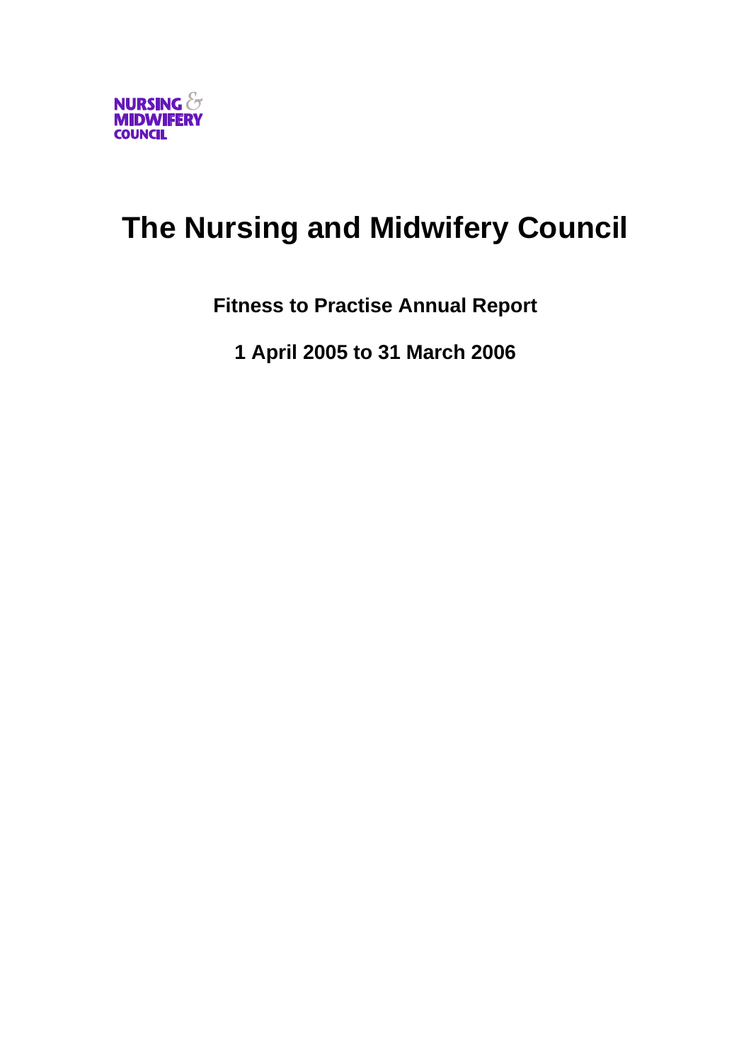NURSING & MIDWIFERY COUNCIL

# The Nursing and Midwifery Council

**Fitness to Practise Annual Report**

**1 April 2005 to 31 March 2006**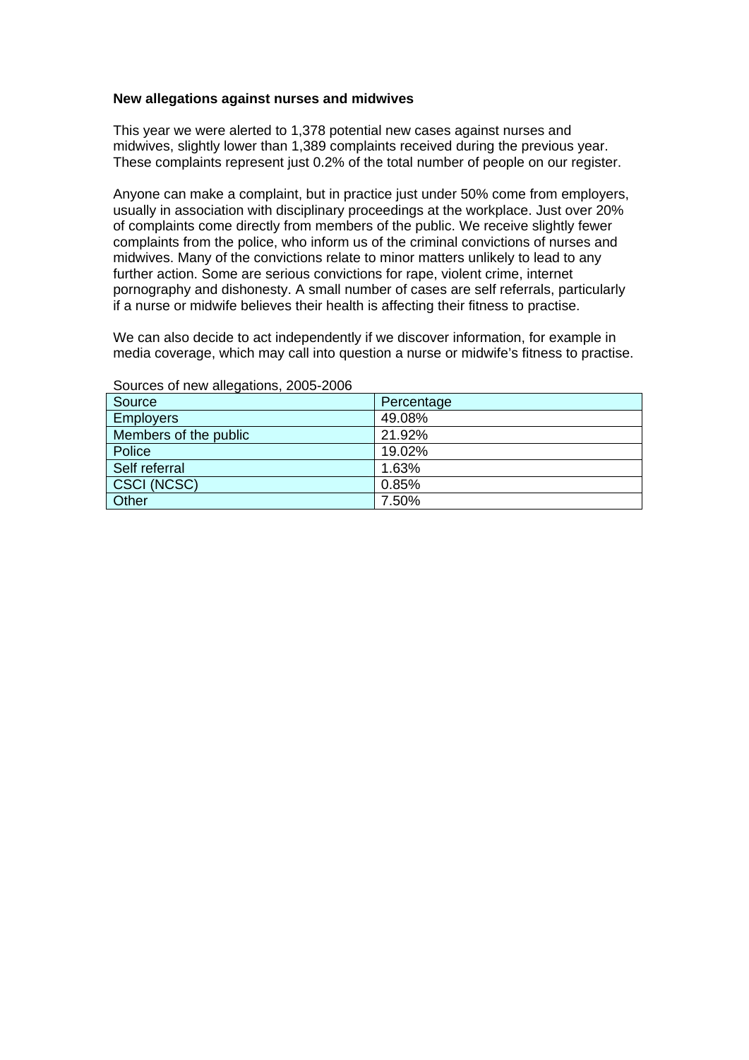**New allegations against nurses and midwives**

This year we were alerted to 1,378 potential new cases against nurses and midwives, slightly lower than 1,389 complaints received during the previous year. These complaints represent just 0.2% of the total number of people on our register.

Anyone can make a complaint, but in practice just under 50% come from employers, usually in association with disciplinary proceedings at the workplace. Just over 20% of complaints come directly from members of the public. We receive slightly fewer complaints from the police, who inform us of the criminal convictions of nurses and midwives. Many of the convictions relate to minor matters unlikely to lead to any further action. Some are serious convictions for rape, violent crime, internet pornography and dishonesty. A small number of cases are self referrals, particularly if a nurse or midwife believes their health is affecting their fitness to practise.

We can also decide to act independently if we discover information, for example in media coverage, which may call into question a nurse or midwife's fitness to practise.

Sources of new allegations, 2005-2006

| Source | Percentage |
|---|---|
| Employers | 49.08% |
| Members of the public | 21.92% |
| Police | 19.02% |
| Self referral | 1.63% |
| CSCI (NCSC) | 0.85% |
| Other | 7.50% |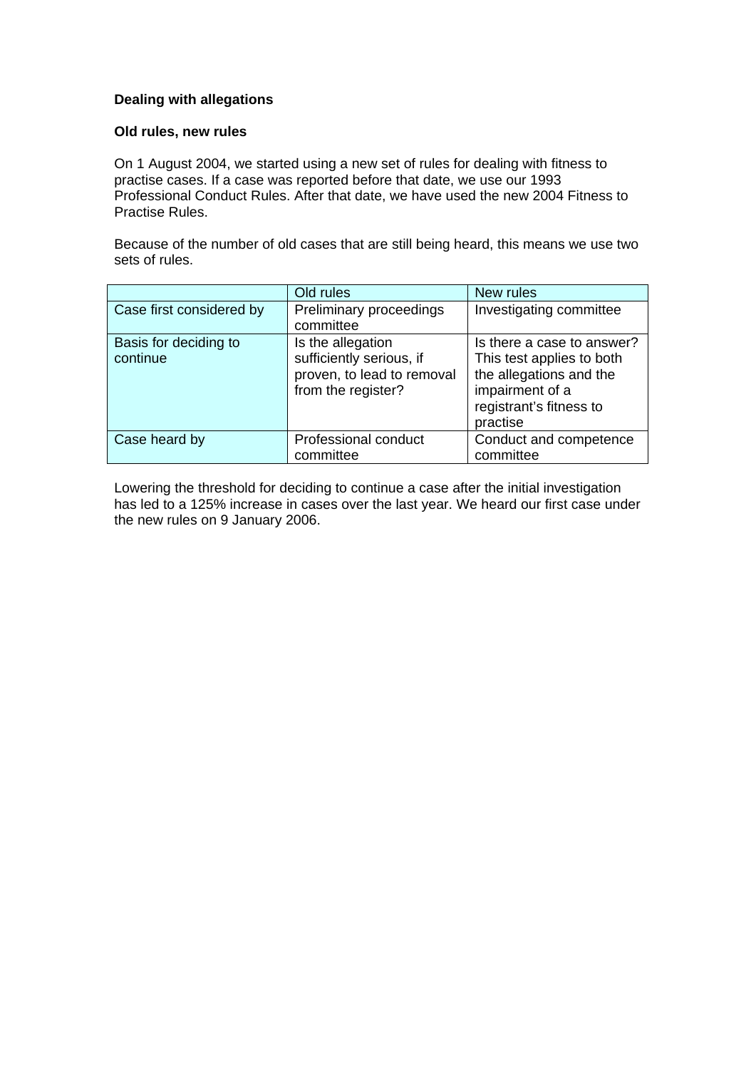**Dealing with allegations**

**Old rules, new rules**

On 1 August 2004, we started using a new set of rules for dealing with fitness to practise cases. If a case was reported before that date, we use our 1993 Professional Conduct Rules. After that date, we have used the new 2004 Fitness to Practise Rules.

Because of the number of old cases that are still being heard, this means we use two sets of rules.

| | Old rules | New rules |
|---|---|---|
| Case first considered by | Preliminary proceedings committee | Investigating committee |
| Basis for deciding to continue | Is the allegation sufficiently serious, if proven, to lead to removal from the register? | Is there a case to answer? This test applies to both the allegations and the impairment of a registrant's fitness to practise |
| Case heard by | Professional conduct committee | Conduct and competence committee |

Lowering the threshold for deciding to continue a case after the initial investigation has led to a 125% increase in cases over the last year. We heard our first case under the new rules on 9 January 2006.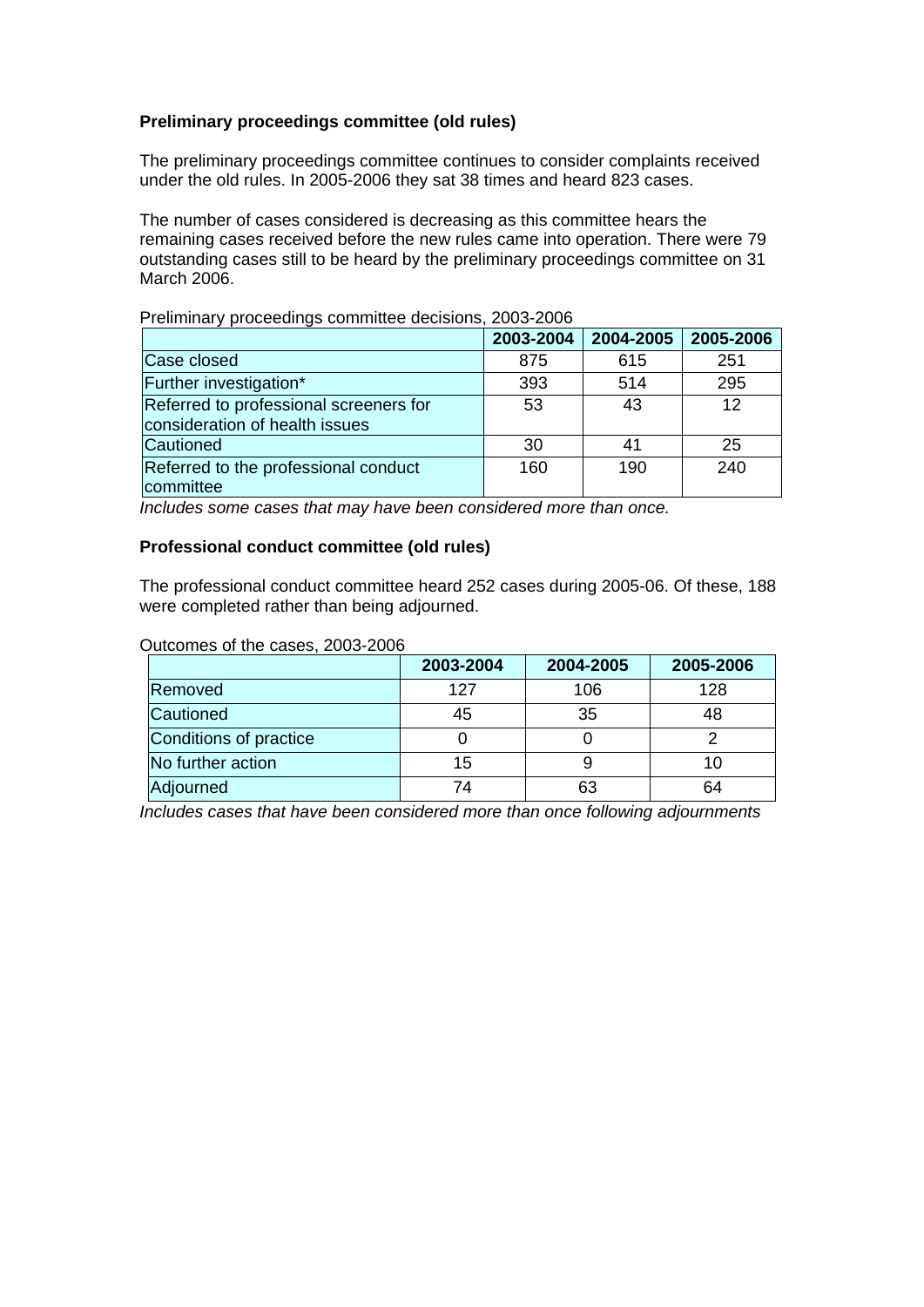**Preliminary proceedings committee (old rules)**

The preliminary proceedings committee continues to consider complaints received under the old rules. In 2005-2006 they sat 38 times and heard 823 cases.

The number of cases considered is decreasing as this committee hears the remaining cases received before the new rules came into operation. There were 79 outstanding cases still to be heard by the preliminary proceedings committee on 31 March 2006.

Preliminary proceedings committee decisions, 2003-2006

| | 2003-2004 | 2004-2005 | 2005-2006 |
|---|---|---|---|
| Case closed | 875 | 615 | 251 |
| Further investigation* | 393 | 514 | 295 |
| Referred to professional screeners for consideration of health issues | 53 | 43 | 12 |
| Cautioned | 30 | 41 | 25 |
| Referred to the professional conduct committee | 160 | 190 | 240 |

*Includes some cases that may have been considered more than once.*

**Professional conduct committee (old rules)**

The professional conduct committee heard 252 cases during 2005-06. Of these, 188 were completed rather than being adjourned.

Outcomes of the cases, 2003-2006

| | 2003-2004 | 2004-2005 | 2005-2006 |
|---|---|---|---|
| Removed | 127 | 106 | 128 |
| Cautioned | 45 | 35 | 48 |
| Conditions of practice | 0 | 0 | 2 |
| No further action | 15 | 9 | 10 |
| Adjourned | 74 | 63 | 64 |

*Includes cases that have been considered more than once following adjournments*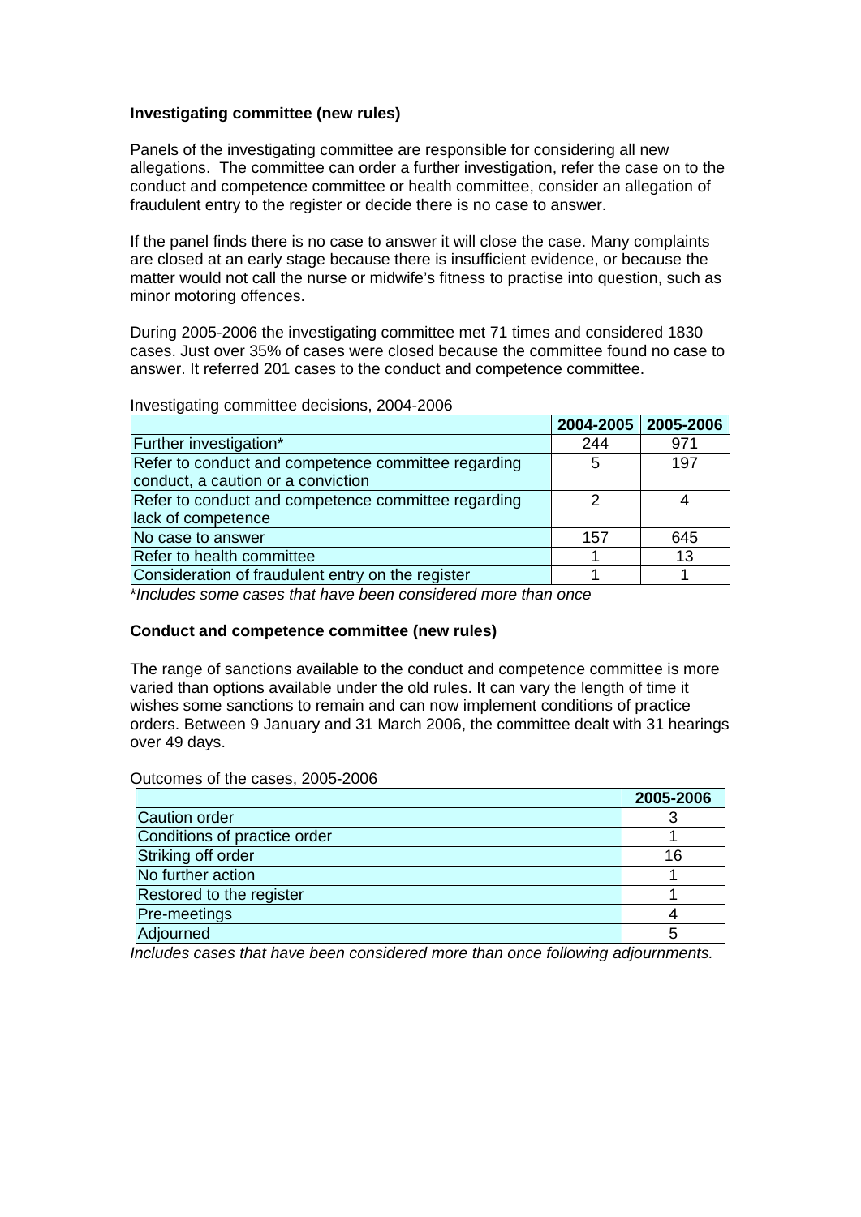**Investigating committee (new rules)**

Panels of the investigating committee are responsible for considering all new allegations. The committee can order a further investigation, refer the case on to the conduct and competence committee or health committee, consider an allegation of fraudulent entry to the register or decide there is no case to answer.

If the panel finds there is no case to answer it will close the case. Many complaints are closed at an early stage because there is insufficient evidence, or because the matter would not call the nurse or midwife's fitness to practise into question, such as minor motoring offences.

During 2005-2006 the investigating committee met 71 times and considered 1830 cases. Just over 35% of cases were closed because the committee found no case to answer. It referred 201 cases to the conduct and competence committee.

Investigating committee decisions, 2004-2006

| | 2004-2005 | 2005-2006 |
|---|---|---|
| Further investigation* | 244 | 971 |
| Refer to conduct and competence committee regarding conduct, a caution or a conviction | 5 | 197 |
| Refer to conduct and competence committee regarding lack of competence | 2 | 4 |
| No case to answer | 157 | 645 |
| Refer to health committee | 1 | 13 |
| Consideration of fraudulent entry on the register | 1 | 1 |

**Includes some cases that have been considered more than once*

**Conduct and competence committee (new rules)**

The range of sanctions available to the conduct and competence committee is more varied than options available under the old rules. It can vary the length of time it wishes some sanctions to remain and can now implement conditions of practice orders. Between 9 January and 31 March 2006, the committee dealt with 31 hearings over 49 days.

Outcomes of the cases, 2005-2006

| | 2005-2006 |
|---|---|
| Caution order | 3 |
| Conditions of practice order | 1 |
| Striking off order | 16 |
| No further action | 1 |
| Restored to the register | 1 |
| Pre-meetings | 4 |
| Adjourned | 5 |

*Includes cases that have been considered more than once following adjournments.*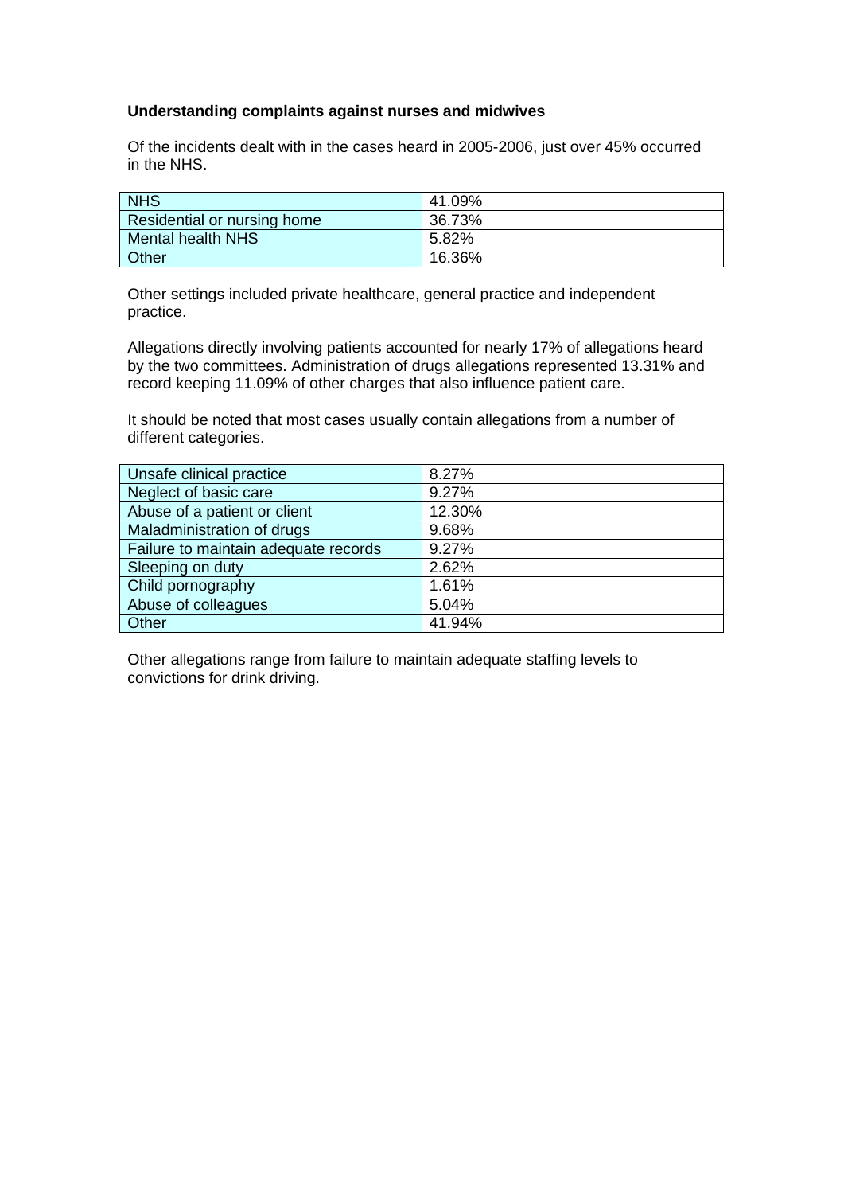**Understanding complaints against nurses and midwives**

Of the incidents dealt with in the cases heard in 2005-2006, just over 45% occurred in the NHS.

| NHS | 41.09% |
|---|---|
| Residential or nursing home | 36.73% |
| Mental health NHS | 5.82% |
| Other | 16.36% |

Other settings included private healthcare, general practice and independent practice.

Allegations directly involving patients accounted for nearly 17% of allegations heard by the two committees. Administration of drugs allegations represented 13.31% and record keeping 11.09% of other charges that also influence patient care.

It should be noted that most cases usually contain allegations from a number of different categories.

| Unsafe clinical practice | 8.27% |
|---|---|
| Neglect of basic care | 9.27% |
| Abuse of a patient or client | 12.30% |
| Maladministration of drugs | 9.68% |
| Failure to maintain adequate records | 9.27% |
| Sleeping on duty | 2.62% |
| Child pornography | 1.61% |
| Abuse of colleagues | 5.04% |
| Other | 41.94% |

Other allegations range from failure to maintain adequate staffing levels to convictions for drink driving.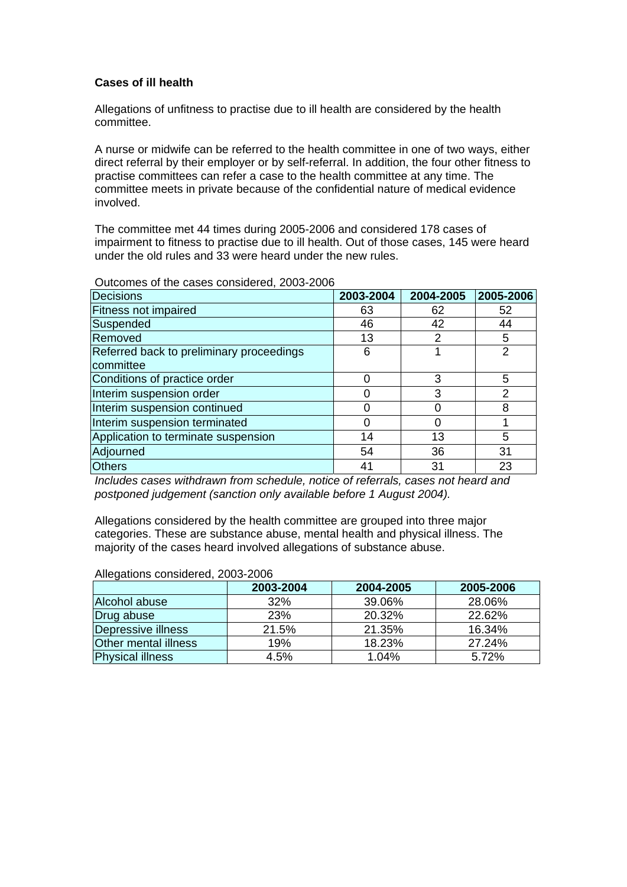**Cases of ill health**

Allegations of unfitness to practise due to ill health are considered by the health committee.

A nurse or midwife can be referred to the health committee in one of two ways, either direct referral by their employer or by self-referral. In addition, the four other fitness to practise committees can refer a case to the health committee at any time. The committee meets in private because of the confidential nature of medical evidence involved.

The committee met 44 times during 2005-2006 and considered 178 cases of impairment to fitness to practise due to ill health. Out of those cases, 145 were heard under the old rules and 33 were heard under the new rules.

Outcomes of the cases considered, 2003-2006

| Decisions | 2003-2004 | 2004-2005 | 2005-2006 |
|---|---|---|---|
| Fitness not impaired | 63 | 62 | 52 |
| Suspended | 46 | 42 | 44 |
| Removed | 13 | 2 | 5 |
| Referred back to preliminary proceedings committee | 6 | 1 | 2 |
| Conditions of practice order | 0 | 3 | 5 |
| Interim suspension order | 0 | 3 | 2 |
| Interim suspension continued | 0 | 0 | 8 |
| Interim suspension terminated | 0 | 0 | 1 |
| Application to terminate suspension | 14 | 13 | 5 |
| Adjourned | 54 | 36 | 31 |
| Others | 41 | 31 | 23 |

*Includes cases withdrawn from schedule, notice of referrals, cases not heard and postponed judgement (sanction only available before 1 August 2004).*

Allegations considered by the health committee are grouped into three major categories. These are substance abuse, mental health and physical illness. The majority of the cases heard involved allegations of substance abuse.

Allegations considered, 2003-2006

| | 2003-2004 | 2004-2005 | 2005-2006 |
|---|---|---|---|
| Alcohol abuse | 32% | 39.06% | 28.06% |
| Drug abuse | 23% | 20.32% | 22.62% |
| Depressive illness | 21.5% | 21.35% | 16.34% |
| Other mental illness | 19% | 18.23% | 27.24% |
| Physical illness | 4.5% | 1.04% | 5.72% |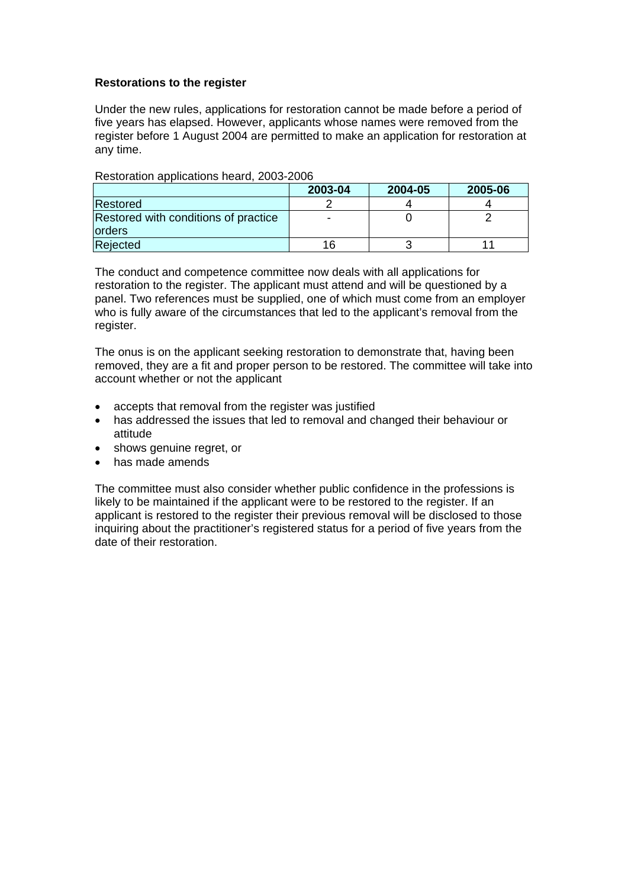**Restorations to the register**

Under the new rules, applications for restoration cannot be made before a period of five years has elapsed. However, applicants whose names were removed from the register before 1 August 2004 are permitted to make an application for restoration at any time.

Restoration applications heard, 2003-2006

| | 2003-04 | 2004-05 | 2005-06 |
|---|---|---|---|
| Restored | 2 | 4 | 4 |
| Restored with conditions of practice orders | - | 0 | 2 |
| Rejected | 16 | 3 | 11 |

The conduct and competence committee now deals with all applications for restoration to the register. The applicant must attend and will be questioned by a panel. Two references must be supplied, one of which must come from an employer who is fully aware of the circumstances that led to the applicant's removal from the register.

The onus is on the applicant seeking restoration to demonstrate that, having been removed, they are a fit and proper person to be restored. The committee will take into account whether or not the applicant

- accepts that removal from the register was justified
- has addressed the issues that led to removal and changed their behaviour or attitude
- shows genuine regret, or
- has made amends

The committee must also consider whether public confidence in the professions is likely to be maintained if the applicant were to be restored to the register. If an applicant is restored to the register their previous removal will be disclosed to those inquiring about the practitioner's registered status for a period of five years from the date of their restoration.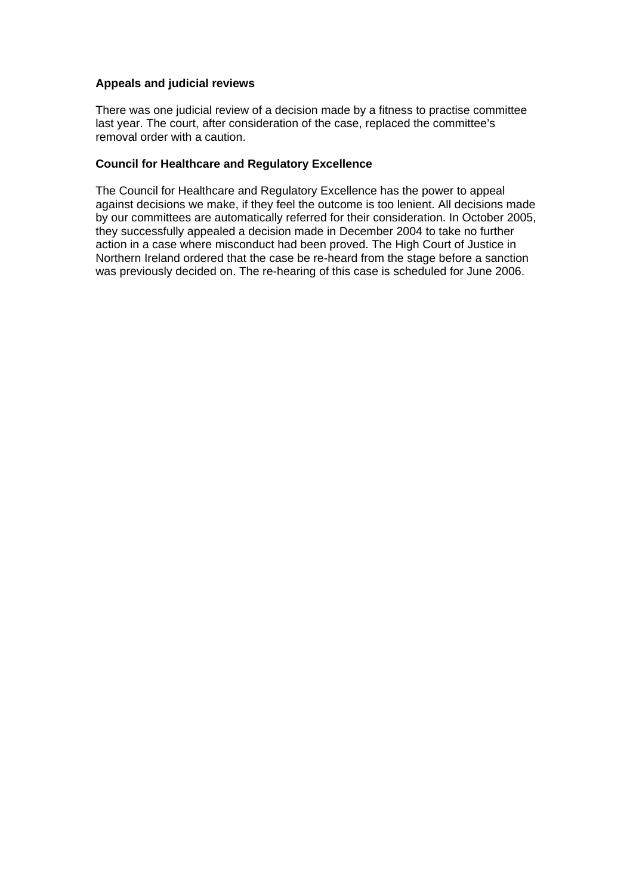**Appeals and judicial reviews**

There was one judicial review of a decision made by a fitness to practise committee last year. The court, after consideration of the case, replaced the committee's removal order with a caution.

**Council for Healthcare and Regulatory Excellence**

The Council for Healthcare and Regulatory Excellence has the power to appeal against decisions we make, if they feel the outcome is too lenient. All decisions made by our committees are automatically referred for their consideration. In October 2005, they successfully appealed a decision made in December 2004 to take no further action in a case where misconduct had been proved. The High Court of Justice in Northern Ireland ordered that the case be re-heard from the stage before a sanction was previously decided on. The re-hearing of this case is scheduled for June 2006.